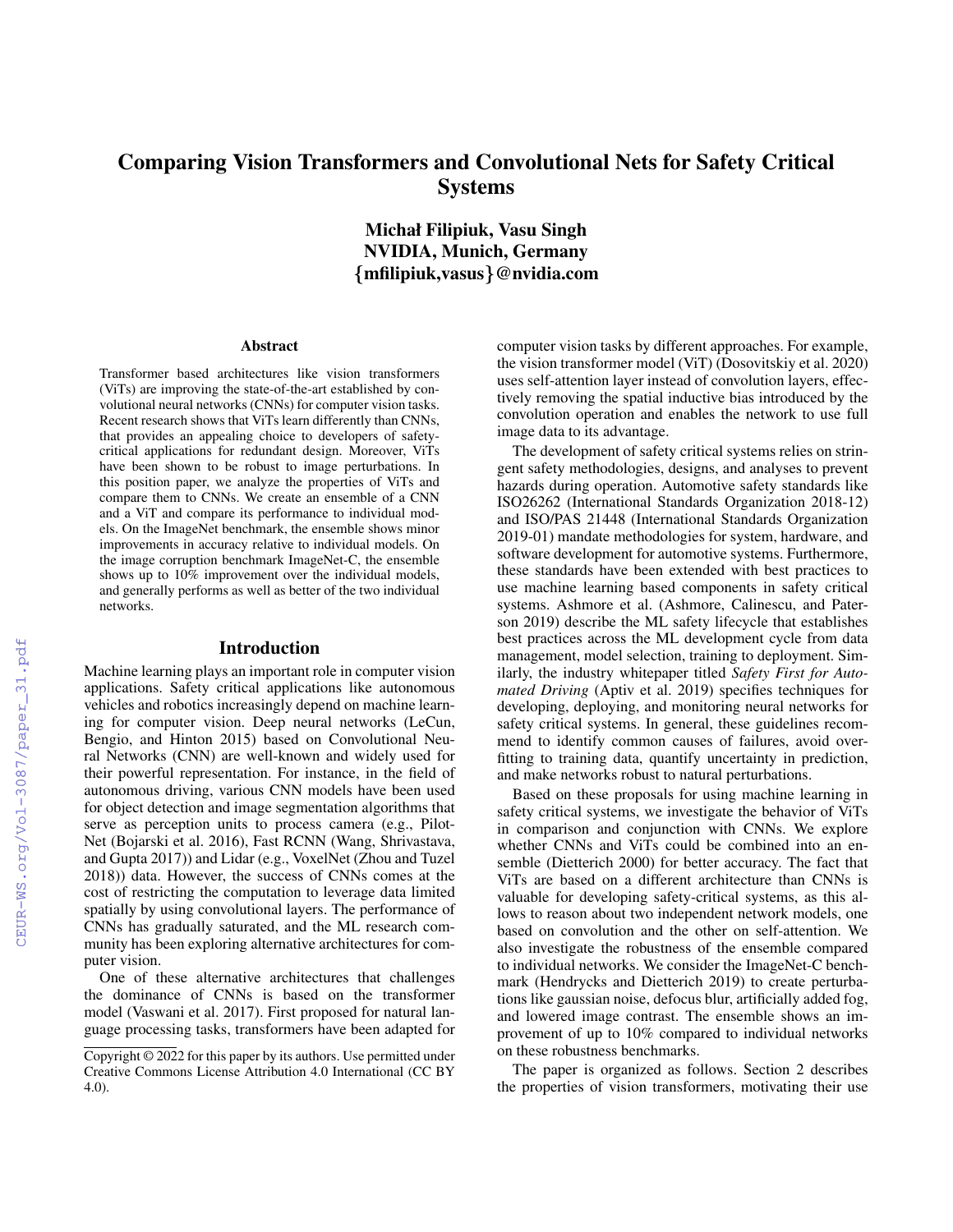# Comparing Vision Transformers and Convolutional Nets for Safety Critical Systems

**Michał Filipiuk, Vasu Singh**
**NVIDIA, Munich, Germany**
**{mfilipiuk,vasus}@nvidia.com**

## Abstract

Transformer based architectures like vision transformers (ViTs) are improving the state-of-the-art established by convolutional neural networks (CNNs) for computer vision tasks. Recent research shows that ViTs learn differently than CNNs, that provides an appealing choice to developers of safety-critical applications for redundant design. Moreover, ViTs have been shown to be robust to image perturbations. In this position paper, we analyze the properties of ViTs and compare them to CNNs. We create an ensemble of a CNN and a ViT and compare its performance to individual models. On the ImageNet benchmark, the ensemble shows minor improvements in accuracy relative to individual models. On the image corruption benchmark ImageNet-C, the ensemble shows up to 10% improvement over the individual models, and generally performs as well as better of the two individual networks.

## Introduction

Machine learning plays an important role in computer vision applications. Safety critical applications like autonomous vehicles and robotics increasingly depend on machine learning for computer vision. Deep neural networks (LeCun, Bengio, and Hinton 2015) based on Convolutional Neural Networks (CNN) are well-known and widely used for their powerful representation. For instance, in the field of autonomous driving, various CNN models have been used for object detection and image segmentation algorithms that serve as perception units to process camera (e.g., PilotNet (Bojarski et al. 2016), Fast RCNN (Wang, Shrivastava, and Gupta 2017)) and Lidar (e.g., VoxelNet (Zhou and Tuzel 2018)) data. However, the success of CNNs comes at the cost of restricting the computation to leverage data limited spatially by using convolutional layers. The performance of CNNs has gradually saturated, and the ML research community has been exploring alternative architectures for computer vision.

One of these alternative architectures that challenges the dominance of CNNs is based on the transformer model (Vaswani et al. 2017). First proposed for natural language processing tasks, transformers have been adapted for computer vision tasks by different approaches. For example, the vision transformer model (ViT) (Dosovitskiy et al. 2020) uses self-attention layer instead of convolution layers, effectively removing the spatial inductive bias introduced by the convolution operation and enables the network to use full image data to its advantage.

The development of safety critical systems relies on stringent safety methodologies, designs, and analyses to prevent hazards during operation. Automotive safety standards like ISO26262 (International Standards Organization 2018-12) and ISO/PAS 21448 (International Standards Organization 2019-01) mandate methodologies for system, hardware, and software development for automotive systems. Furthermore, these standards have been extended with best practices to use machine learning based components in safety critical systems. Ashmore et al. (Ashmore, Calinescu, and Paterson 2019) describe the ML safety lifecycle that establishes best practices across the ML development cycle from data management, model selection, training to deployment. Similarly, the industry whitepaper titled *Safety First for Automated Driving* (Aptiv et al. 2019) specifies techniques for developing, deploying, and monitoring neural networks for safety critical systems. In general, these guidelines recommend to identify common causes of failures, avoid overfitting to training data, quantify uncertainty in prediction, and make networks robust to natural perturbations.

Based on these proposals for using machine learning in safety critical systems, we investigate the behavior of ViTs in comparison and conjunction with CNNs. We explore whether CNNs and ViTs could be combined into an ensemble (Dietterich 2000) for better accuracy. The fact that ViTs are based on a different architecture than CNNs is valuable for developing safety-critical systems, as this allows to reason about two independent network models, one based on convolution and the other on self-attention. We also investigate the robustness of the ensemble compared to individual networks. We consider the ImageNet-C benchmark (Hendrycks and Dietterich 2019) to create perturbations like gaussian noise, defocus blur, artificially added fog, and lowered image contrast. The ensemble shows an improvement of up to 10% compared to individual networks on these robustness benchmarks.

The paper is organized as follows. Section 2 describes the properties of vision transformers, motivating their use

Copyright © 2022 for this paper by its authors. Use permitted under Creative Commons License Attribution 4.0 International (CC BY 4.0).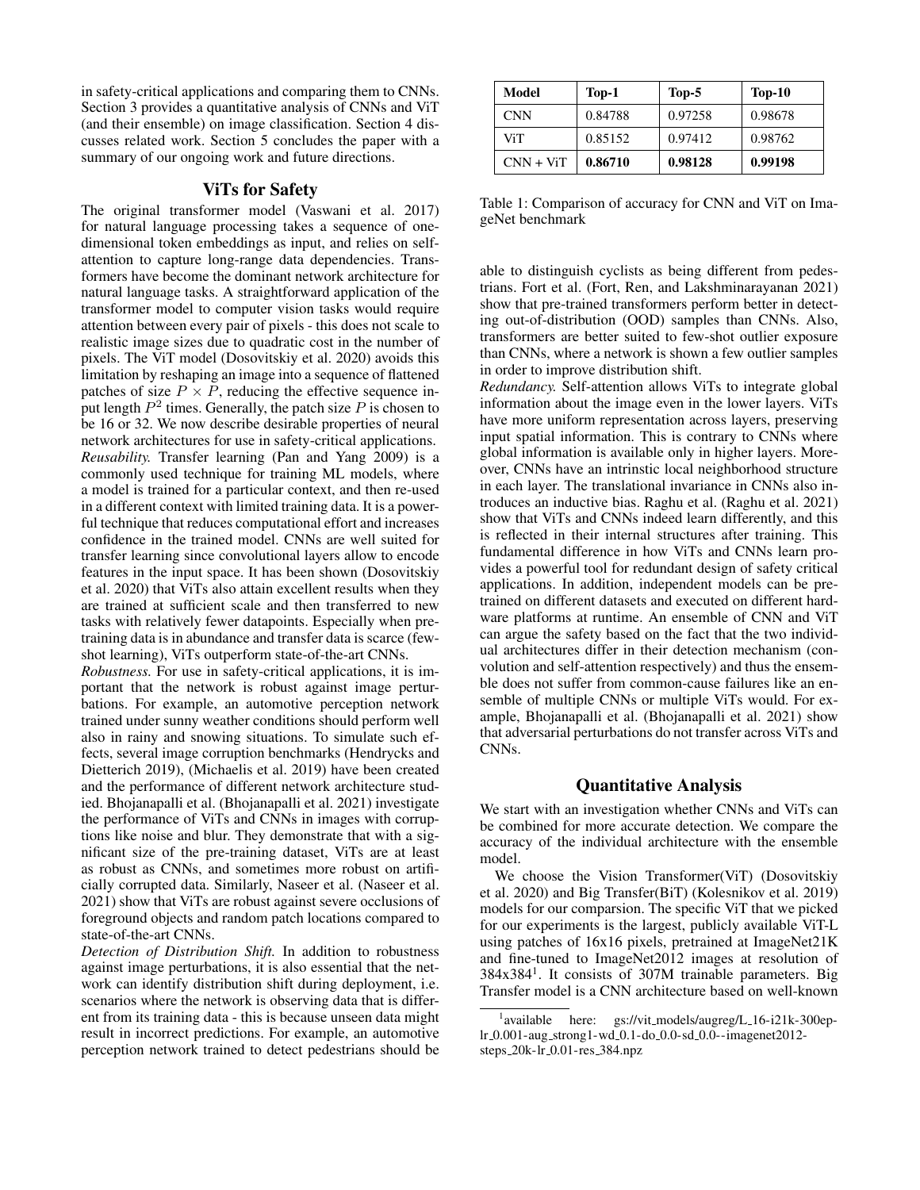in safety-critical applications and comparing them to CNNs. Section 3 provides a quantitative analysis of CNNs and ViT (and their ensemble) on image classification. Section 4 discusses related work. Section 5 concludes the paper with a summary of our ongoing work and future directions.

## ViTs for Safety

The original transformer model (Vaswani et al. 2017) for natural language processing takes a sequence of one-dimensional token embeddings as input, and relies on self-attention to capture long-range data dependencies. Transformers have become the dominant network architecture for natural language tasks. A straightforward application of the transformer model to computer vision tasks would require attention between every pair of pixels - this does not scale to realistic image sizes due to quadratic cost in the number of pixels. The ViT model (Dosovitskiy et al. 2020) avoids this limitation by reshaping an image into a sequence of flattened patches of size $P \times P$, reducing the effective sequence input length $P^2$ times. Generally, the patch size $P$ is chosen to be 16 or 32. We now describe desirable properties of neural network architectures for use in safety-critical applications.

*Reusability.* Transfer learning (Pan and Yang 2009) is a commonly used technique for training ML models, where a model is trained for a particular context, and then re-used in a different context with limited training data. It is a powerful technique that reduces computational effort and increases confidence in the trained model. CNNs are well suited for transfer learning since convolutional layers allow to encode features in the input space. It has been shown (Dosovitskiy et al. 2020) that ViTs also attain excellent results when they are trained at sufficient scale and then transferred to new tasks with relatively fewer datapoints. Especially when pre-training data is in abundance and transfer data is scarce (few-shot learning), ViTs outperform state-of-the-art CNNs.

*Robustness.* For use in safety-critical applications, it is important that the network is robust against image perturbations. For example, an automotive perception network trained under sunny weather conditions should perform well also in rainy and snowing situations. To simulate such effects, several image corruption benchmarks (Hendrycks and Dietterich 2019), (Michaelis et al. 2019) have been created and the performance of different network architecture studied. Bhojanapalli et al. (Bhojanapalli et al. 2021) investigate the performance of ViTs and CNNs in images with corruptions like noise and blur. They demonstrate that with a significant size of the pre-training dataset, ViTs are at least as robust as CNNs, and sometimes more robust on artificially corrupted data. Similarly, Naseer et al. (Naseer et al. 2021) show that ViTs are robust against severe occlusions of foreground objects and random patch locations compared to state-of-the-art CNNs.

*Detection of Distribution Shift.* In addition to robustness against image perturbations, it is also essential that the network can identify distribution shift during deployment, i.e. scenarios where the network is observing data that is different from its training data - this is because unseen data might result in incorrect predictions. For example, an automotive perception network trained to detect pedestrians should be able to distinguish cyclists as being different from pedestrians. Fort et al. (Fort, Ren, and Lakshminarayanan 2021) show that pre-trained transformers perform better in detecting out-of-distribution (OOD) samples than CNNs. Also, transformers are better suited to few-shot outlier exposure than CNNs, where a network is shown a few outlier samples in order to improve distribution shift.

*Redundancy.* Self-attention allows ViTs to integrate global information about the image even in the lower layers. ViTs have more uniform representation across layers, preserving input spatial information. This is contrary to CNNs where global information is available only in higher layers. Moreover, CNNs have an intrinstic local neighborhood structure in each layer. The translational invariance in CNNs also introduces an inductive bias. Raghu et al. (Raghu et al. 2021) show that ViTs and CNNs indeed learn differently, and this is reflected in their internal structures after training. This fundamental difference in how ViTs and CNNs learn provides a powerful tool for redundant design of safety critical applications. In addition, independent models can be pre-trained on different datasets and executed on different hardware platforms at runtime. An ensemble of CNN and ViT can argue the safety based on the fact that the two individual architectures differ in their detection mechanism (convolution and self-attention respectively) and thus the ensemble does not suffer from common-cause failures like an ensemble of multiple CNNs or multiple ViTs would. For example, Bhojanapalli et al. (Bhojanapalli et al. 2021) show that adversarial perturbations do not transfer across ViTs and CNNs.

| Model | Top-1 | Top-5 | Top-10 |
|---|---|---|---|
| CNN | 0.84788 | 0.97258 | 0.98678 |
| ViT | 0.85152 | 0.97412 | 0.98762 |
| CNN + ViT | **0.86710** | **0.98128** | **0.99198** |

Table 1: Comparison of accuracy for CNN and ViT on ImageNet benchmark

## Quantitative Analysis

We start with an investigation whether CNNs and ViTs can be combined for more accurate detection. We compare the accuracy of the individual architecture with the ensemble model.

We choose the Vision Transformer(ViT) (Dosovitskiy et al. 2020) and Big Transfer(BiT) (Kolesnikov et al. 2019) models for our comparsion. The specific ViT that we picked for our experiments is the largest, publicly available ViT-L using patches of 16x16 pixels, pretrained at ImageNet21K and fine-tuned to ImageNet2012 images at resolution of 384x384[1]. It consists of 307M trainable parameters. Big Transfer model is a CNN architecture based on well-known

[1] available here: gs://vit_models/augreg/L_16-i21k-300ep-lr_0.001-aug_strong1-wd_0.1-do_0.0-sd_0.0--imagenet2012-steps_20k-lr_0.01-res_384.npz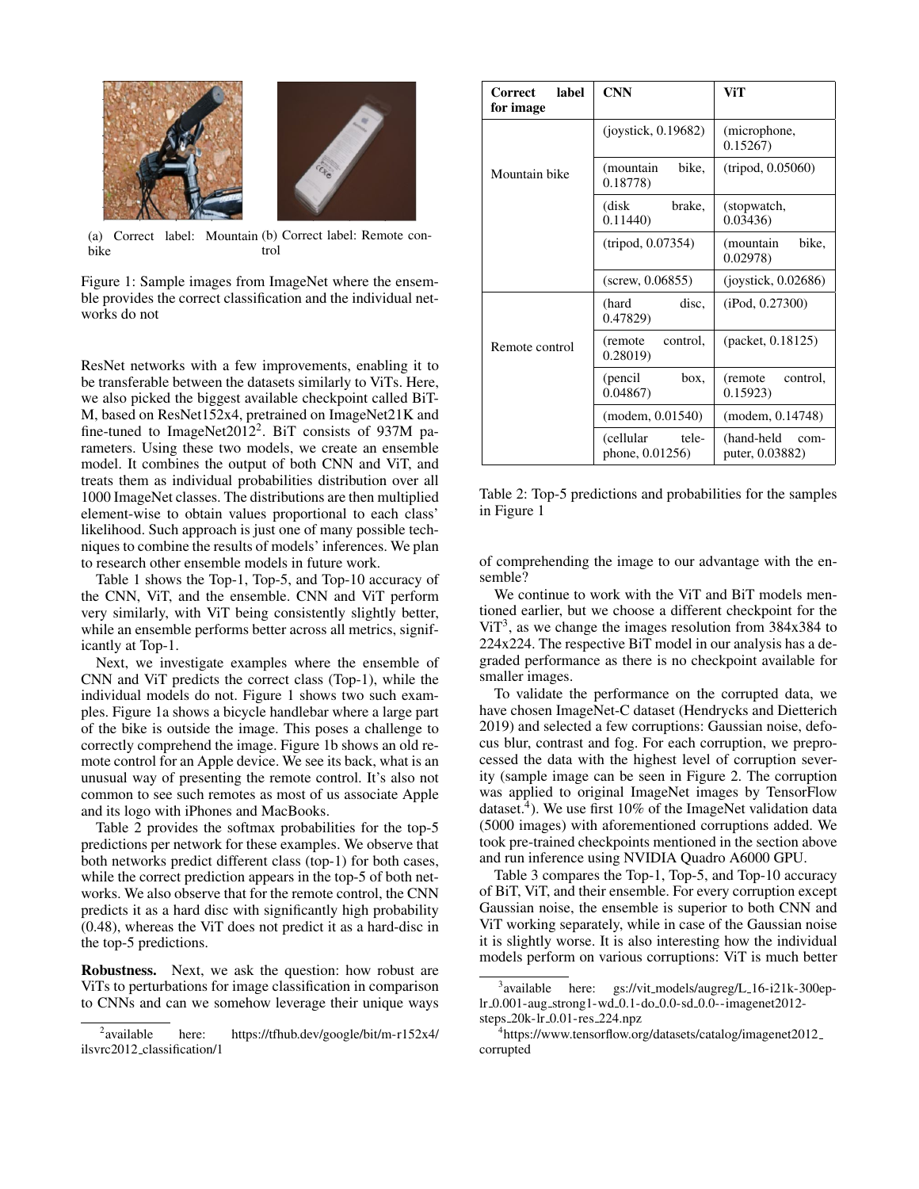(a) Correct label: Mountain bike

(b) Correct label: Remote control

Figure 1: Sample images from ImageNet where the ensemble provides the correct classification and the individual networks do not

ResNet networks with a few improvements, enabling it to be transferable between the datasets similarly to ViTs. Here, we also picked the biggest available checkpoint called BiT-M, based on ResNet152x4, pretrained on ImageNet21K and fine-tuned to ImageNet2012[2]. BiT consists of 937M parameters. Using these two models, we create an ensemble model. It combines the output of both CNN and ViT, and treats them as individual probabilities distribution over all 1000 ImageNet classes. The distributions are then multiplied element-wise to obtain values proportional to each class' likelihood. Such approach is just one of many possible techniques to combine the results of models' inferences. We plan to research other ensemble models in future work.

Table 1 shows the Top-1, Top-5, and Top-10 accuracy of the CNN, ViT, and the ensemble. CNN and ViT perform very similarly, with ViT being consistently slightly better, while an ensemble performs better across all metrics, significantly at Top-1.

Next, we investigate examples where the ensemble of CNN and ViT predicts the correct class (Top-1), while the individual models do not. Figure 1 shows two such examples. Figure 1a shows a bicycle handlebar where a large part of the bike is outside the image. This poses a challenge to correctly comprehend the image. Figure 1b shows an old remote control for an Apple device. We see its back, what is an unusual way of presenting the remote control. It's also not common to see such remotes as most of us associate Apple and its logo with iPhones and MacBooks.

Table 2 provides the softmax probabilities for the top-5 predictions per network for these examples. We observe that both networks predict different class (top-1) for both cases, while the correct prediction appears in the top-5 of both networks. We also observe that for the remote control, the CNN predicts it as a hard disc with significantly high probability (0.48), whereas the ViT does not predict it as a hard-disc in the top-5 predictions.

**Robustness.** Next, we ask the question: how robust are ViTs to perturbations for image classification in comparison to CNNs and can we somehow leverage their unique ways

| Correct label for image | CNN | ViT |
|---|---|---|
| Mountain bike | (joystick, 0.19682) | (microphone, 0.15267) |
| | (mountain bike, 0.18778) | (tripod, 0.05060) |
| | (disk brake, 0.11440) | (stopwatch, 0.03436) |
| | (tripod, 0.07354) | (mountain bike, 0.02978) |
| | (screw, 0.06855) | (joystick, 0.02686) |
| Remote control | (hard disc, 0.47829) | (iPod, 0.27300) |
| | (remote control, 0.28019) | (packet, 0.18125) |
| | (pencil box, 0.04867) | (remote control, 0.15923) |
| | (modem, 0.01540) | (modem, 0.14748) |
| | (cellular telephone, 0.01256) | (hand-held computer, 0.03882) |

Table 2: Top-5 predictions and probabilities for the samples in Figure 1

of comprehending the image to our advantage with the ensemble?

We continue to work with the ViT and BiT models mentioned earlier, but we choose a different checkpoint for the ViT[3], as we change the images resolution from 384x384 to 224x224. The respective BiT model in our analysis has a degraded performance as there is no checkpoint available for smaller images.

To validate the performance on the corrupted data, we have chosen ImageNet-C dataset (Hendrycks and Dietterich 2019) and selected a few corruptions: Gaussian noise, defocus blur, contrast and fog. For each corruption, we preprocessed the data with the highest level of corruption severity (sample image can be seen in Figure 2. The corruption was applied to original ImageNet images by TensorFlow dataset.[4]). We use first 10% of the ImageNet validation data (5000 images) with aforementioned corruptions added. We took pre-trained checkpoints mentioned in the section above and run inference using NVIDIA Quadro A6000 GPU.

Table 3 compares the Top-1, Top-5, and Top-10 accuracy of BiT, ViT, and their ensemble. For every corruption except Gaussian noise, the ensemble is superior to both CNN and ViT working separately, while in case of the Gaussian noise it is slightly worse. It is also interesting how the individual models perform on various corruptions: ViT is much better

[2] available here: https://tfhub.dev/google/bit/m-r152x4/ilsvrc2012_classification/1

[3] available here: gs://vit_models/augreg/L_16-i21k-300ep-lr_0.001-aug_strong1-wd_0.1-do_0.0-sd_0.0--imagenet2012-steps_20k-lr_0.01-res_224.npz

[4] https://www.tensorflow.org/datasets/catalog/imagenet2012_corrupted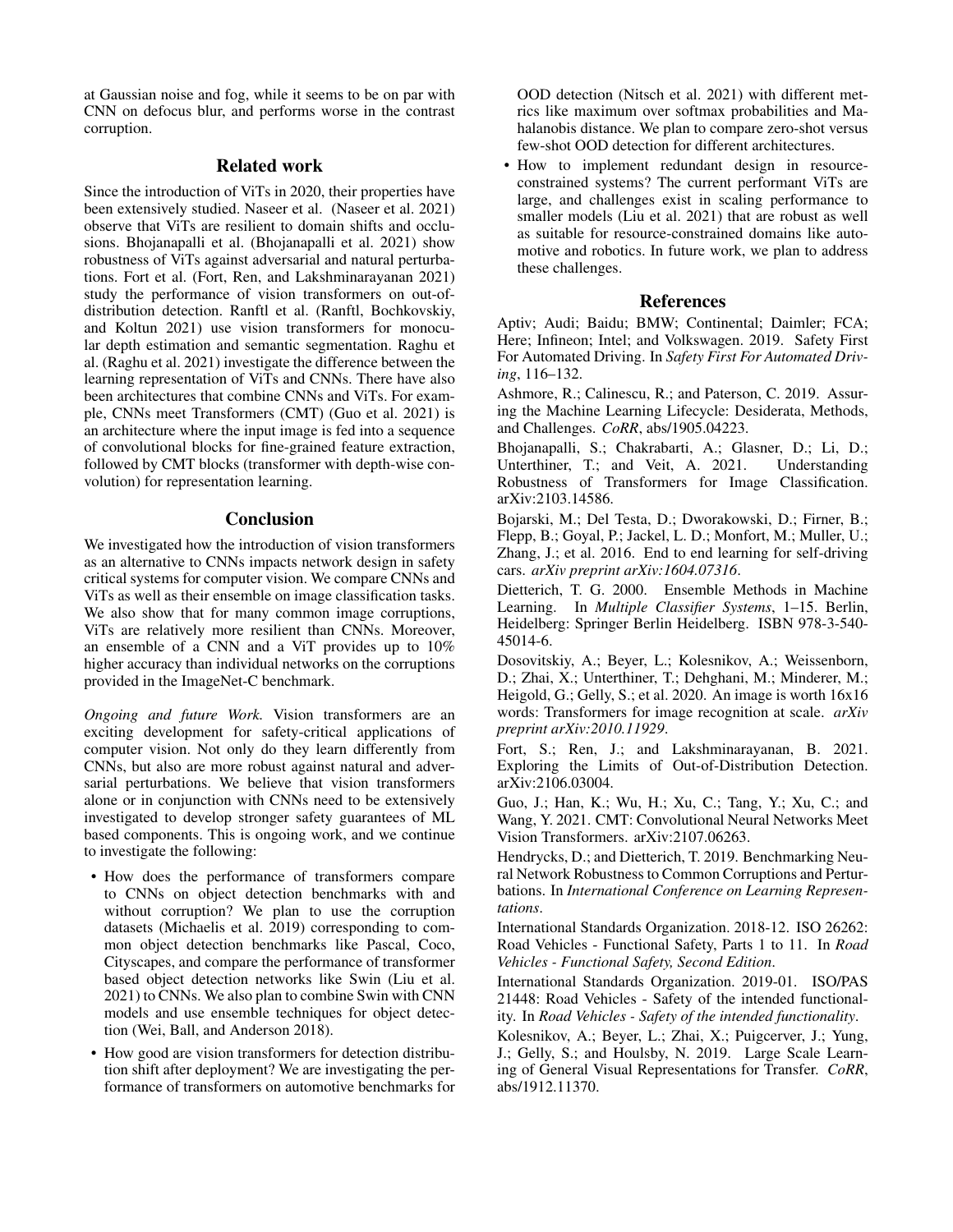at Gaussian noise and fog, while it seems to be on par with CNN on defocus blur, and performs worse in the contrast corruption.

## Related work

Since the introduction of ViTs in 2020, their properties have been extensively studied. Naseer et al. (Naseer et al. 2021) observe that ViTs are resilient to domain shifts and occlusions. Bhojanapalli et al. (Bhojanapalli et al. 2021) show robustness of ViTs against adversarial and natural perturbations. Fort et al. (Fort, Ren, and Lakshminarayanan 2021) study the performance of vision transformers on out-of-distribution detection. Ranftl et al. (Ranftl, Bochkovskiy, and Koltun 2021) use vision transformers for monocular depth estimation and semantic segmentation. Raghu et al. (Raghu et al. 2021) investigate the difference between the learning representation of ViTs and CNNs. There have also been architectures that combine CNNs and ViTs. For example, CNNs meet Transformers (CMT) (Guo et al. 2021) is an architecture where the input image is fed into a sequence of convolutional blocks for fine-grained feature extraction, followed by CMT blocks (transformer with depth-wise convolution) for representation learning.

## Conclusion

We investigated how the introduction of vision transformers as an alternative to CNNs impacts network design in safety critical systems for computer vision. We compare CNNs and ViTs as well as their ensemble on image classification tasks. We also show that for many common image corruptions, ViTs are relatively more resilient than CNNs. Moreover, an ensemble of a CNN and a ViT provides up to 10% higher accuracy than individual networks on the corruptions provided in the ImageNet-C benchmark.

*Ongoing and future Work.* Vision transformers are an exciting development for safety-critical applications of computer vision. Not only do they learn differently from CNNs, but also are more robust against natural and adversarial perturbations. We believe that vision transformers alone or in conjunction with CNNs need to be extensively investigated to develop stronger safety guarantees of ML based components. This is ongoing work, and we continue to investigate the following:

- How does the performance of transformers compare to CNNs on object detection benchmarks with and without corruption? We plan to use the corruption datasets (Michaelis et al. 2019) corresponding to common object detection benchmarks like Pascal, Coco, Cityscapes, and compare the performance of transformer based object detection networks like Swin (Liu et al. 2021) to CNNs. We also plan to combine Swin with CNN models and use ensemble techniques for object detection (Wei, Ball, and Anderson 2018).
- How good are vision transformers for detection distribution shift after deployment? We are investigating the performance of transformers on automotive benchmarks for OOD detection (Nitsch et al. 2021) with different metrics like maximum over softmax probabilities and Mahalanobis distance. We plan to compare zero-shot versus few-shot OOD detection for different architectures.
- How to implement redundant design in resource-constrained systems? The current performant ViTs are large, and challenges exist in scaling performance to smaller models (Liu et al. 2021) that are robust as well as suitable for resource-constrained domains like automotive and robotics. In future work, we plan to address these challenges.

## References

Aptiv; Audi; Baidu; BMW; Continental; Daimler; FCA; Here; Infineon; Intel; and Volkswagen. 2019. Safety First For Automated Driving. In *Safety First For Automated Driving*, 116–132.

Ashmore, R.; Calinescu, R.; and Paterson, C. 2019. Assuring the Machine Learning Lifecycle: Desiderata, Methods, and Challenges. *CoRR*, abs/1905.04223.

Bhojanapalli, S.; Chakrabarti, A.; Glasner, D.; Li, D.; Unterthiner, T.; and Veit, A. 2021. Understanding Robustness of Transformers for Image Classification. arXiv:2103.14586.

Bojarski, M.; Del Testa, D.; Dworakowski, D.; Firner, B.; Flepp, B.; Goyal, P.; Jackel, L. D.; Monfort, M.; Muller, U.; Zhang, J.; et al. 2016. End to end learning for self-driving cars. *arXiv preprint arXiv:1604.07316*.

Dietterich, T. G. 2000. Ensemble Methods in Machine Learning. In *Multiple Classifier Systems*, 1–15. Berlin, Heidelberg: Springer Berlin Heidelberg. ISBN 978-3-540-45014-6.

Dosovitskiy, A.; Beyer, L.; Kolesnikov, A.; Weissenborn, D.; Zhai, X.; Unterthiner, T.; Dehghani, M.; Minderer, M.; Heigold, G.; Gelly, S.; et al. 2020. An image is worth 16x16 words: Transformers for image recognition at scale. *arXiv preprint arXiv:2010.11929*.

Fort, S.; Ren, J.; and Lakshminarayanan, B. 2021. Exploring the Limits of Out-of-Distribution Detection. arXiv:2106.03004.

Guo, J.; Han, K.; Wu, H.; Xu, C.; Tang, Y.; Xu, C.; and Wang, Y. 2021. CMT: Convolutional Neural Networks Meet Vision Transformers. arXiv:2107.06263.

Hendrycks, D.; and Dietterich, T. 2019. Benchmarking Neural Network Robustness to Common Corruptions and Perturbations. In *International Conference on Learning Representations*.

International Standards Organization. 2018-12. ISO 26262: Road Vehicles - Functional Safety, Parts 1 to 11. In *Road Vehicles - Functional Safety, Second Edition*.

International Standards Organization. 2019-01. ISO/PAS 21448: Road Vehicles - Safety of the intended functionality. In *Road Vehicles - Safety of the intended functionality*.

Kolesnikov, A.; Beyer, L.; Zhai, X.; Puigcerver, J.; Yung, J.; Gelly, S.; and Houlsby, N. 2019. Large Scale Learning of General Visual Representations for Transfer. *CoRR*, abs/1912.11370.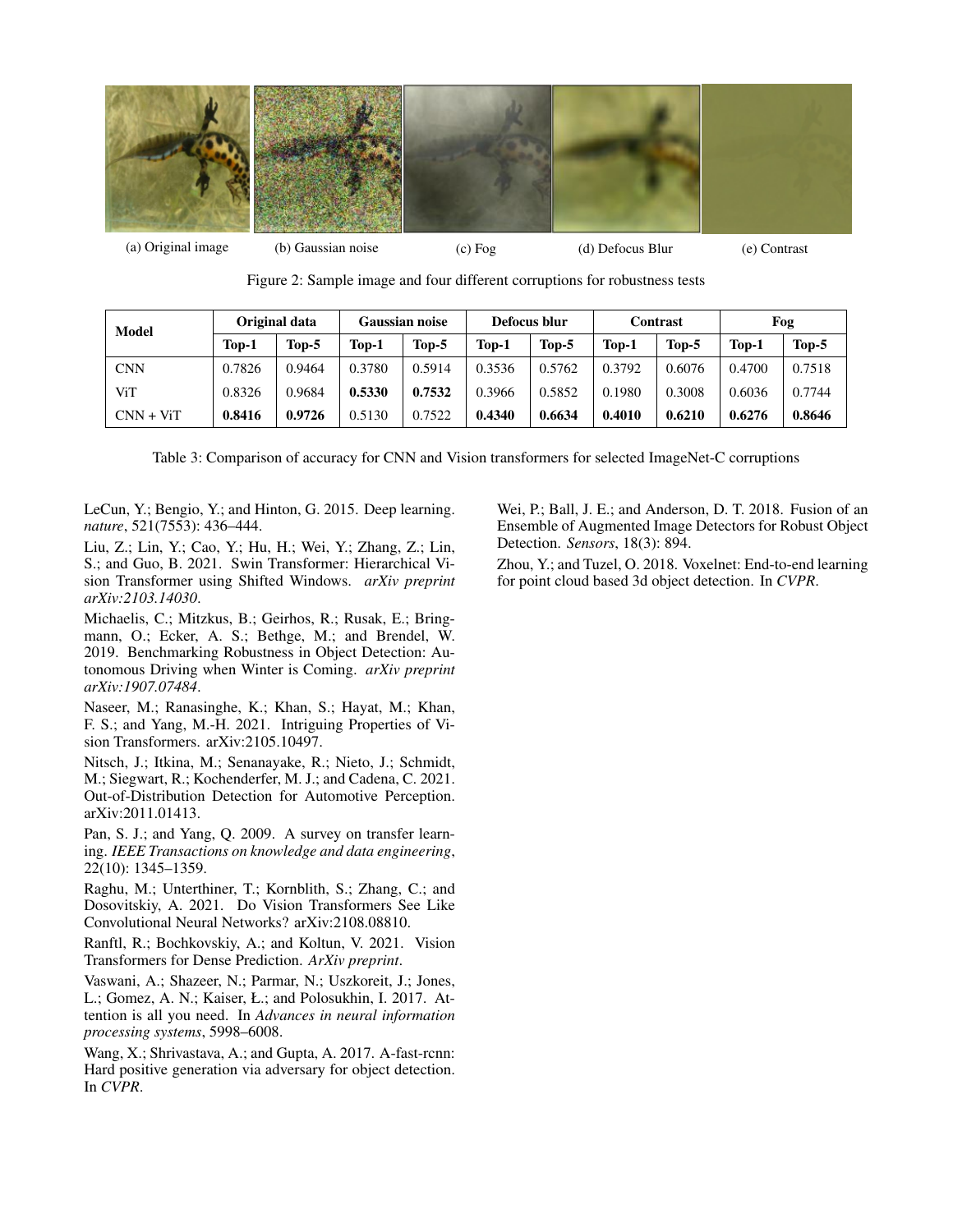(a) Original image (b) Gaussian noise (c) Fog (d) Defocus Blur (e) Contrast

Figure 2: Sample image and four different corruptions for robustness tests

| Model | Original data | | Gaussian noise | | Defocus blur | | Contrast | | Fog | |
|---|---|---|---|---|---|---|---|---|---|---|
| | Top-1 | Top-5 | Top-1 | Top-5 | Top-1 | Top-5 | Top-1 | Top-5 | Top-1 | Top-5 |
| CNN | 0.7826 | 0.9464 | 0.3780 | 0.5914 | 0.3536 | 0.5762 | 0.3792 | 0.6076 | 0.4700 | 0.7518 |
| ViT | 0.8326 | 0.9684 | **0.5330** | **0.7532** | 0.3966 | 0.5852 | 0.1980 | 0.3008 | 0.6036 | 0.7744 |
| CNN + ViT | **0.8416** | **0.9726** | 0.5130 | 0.7522 | **0.4340** | **0.6634** | **0.4010** | **0.6210** | **0.6276** | **0.8646** |

Table 3: Comparison of accuracy for CNN and Vision transformers for selected ImageNet-C corruptions

LeCun, Y.; Bengio, Y.; and Hinton, G. 2015. Deep learning. *nature*, 521(7553): 436–444.

Liu, Z.; Lin, Y.; Cao, Y.; Hu, H.; Wei, Y.; Zhang, Z.; Lin, S.; and Guo, B. 2021. Swin Transformer: Hierarchical Vision Transformer using Shifted Windows. *arXiv preprint arXiv:2103.14030*.

Michaelis, C.; Mitzkus, B.; Geirhos, R.; Rusak, E.; Bringmann, O.; Ecker, A. S.; Bethge, M.; and Brendel, W. 2019. Benchmarking Robustness in Object Detection: Autonomous Driving when Winter is Coming. *arXiv preprint arXiv:1907.07484*.

Naseer, M.; Ranasinghe, K.; Khan, S.; Hayat, M.; Khan, F. S.; and Yang, M.-H. 2021. Intriguing Properties of Vision Transformers. arXiv:2105.10497.

Nitsch, J.; Itkina, M.; Senanayake, R.; Nieto, J.; Schmidt, M.; Siegwart, R.; Kochenderfer, M. J.; and Cadena, C. 2021. Out-of-Distribution Detection for Automotive Perception. arXiv:2011.01413.

Pan, S. J.; and Yang, Q. 2009. A survey on transfer learning. *IEEE Transactions on knowledge and data engineering*, 22(10): 1345–1359.

Raghu, M.; Unterthiner, T.; Kornblith, S.; Zhang, C.; and Dosovitskiy, A. 2021. Do Vision Transformers See Like Convolutional Neural Networks? arXiv:2108.08810.

Ranftl, R.; Bochkovskiy, A.; and Koltun, V. 2021. Vision Transformers for Dense Prediction. *ArXiv preprint*.

Vaswani, A.; Shazeer, N.; Parmar, N.; Uszkoreit, J.; Jones, L.; Gomez, A. N.; Kaiser, Ł.; and Polosukhin, I. 2017. Attention is all you need. In *Advances in neural information processing systems*, 5998–6008.

Wang, X.; Shrivastava, A.; and Gupta, A. 2017. A-fast-rcnn: Hard positive generation via adversary for object detection. In *CVPR*.

Wei, P.; Ball, J. E.; and Anderson, D. T. 2018. Fusion of an Ensemble of Augmented Image Detectors for Robust Object Detection. *Sensors*, 18(3): 894.

Zhou, Y.; and Tuzel, O. 2018. Voxelnet: End-to-end learning for point cloud based 3d object detection. In *CVPR*.